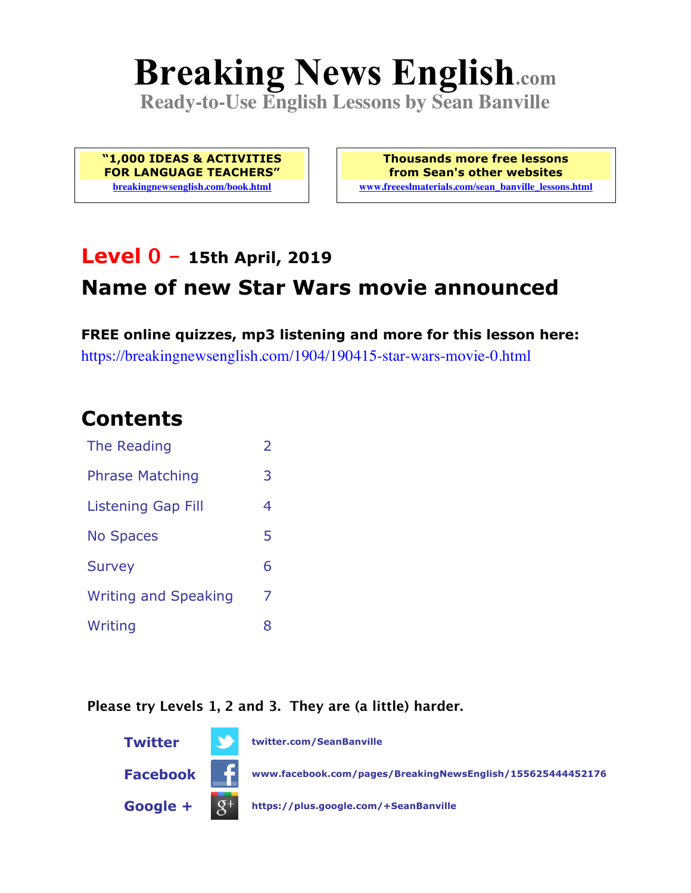# Breaking News English.com

**Ready-to-Use English Lessons by Sean Banville**

**"1,000 IDEAS & ACTIVITIES FOR LANGUAGE TEACHERS"**
breakingnewsenglish.com/book.html

**Thousands more free lessons from Sean's other websites**
www.freeeslmaterials.com/sean_banville_lessons.html

## Level 0 – 15th April, 2019

## Name of new Star Wars movie announced

**FREE online quizzes, mp3 listening and more for this lesson here:**
https://breakingnewsenglish.com/1904/190415-star-wars-movie-0.html

## Contents

| | |
|---|---|
| The Reading | 2 |
| Phrase Matching | 3 |
| Listening Gap Fill | 4 |
| No Spaces | 5 |
| Survey | 6 |
| Writing and Speaking | 7 |
| Writing | 8 |

**Please try Levels 1, 2 and 3. They are (a little) harder.**

**Twitter** twitter.com/SeanBanville

**Facebook** www.facebook.com/pages/BreakingNewsEnglish/155625444452176

**Google +** https://plus.google.com/+SeanBanville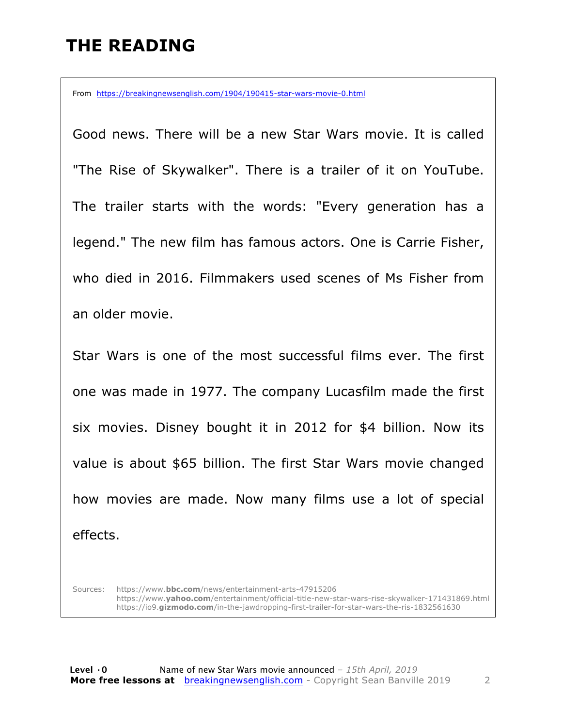# THE READING

From https://breakingnewsenglish.com/1904/190415-star-wars-movie-0.html

Good news. There will be a new Star Wars movie. It is called "The Rise of Skywalker". There is a trailer of it on YouTube. The trailer starts with the words: "Every generation has a legend." The new film has famous actors. One is Carrie Fisher, who died in 2016. Filmmakers used scenes of Ms Fisher from an older movie.

Star Wars is one of the most successful films ever. The first one was made in 1977. The company Lucasfilm made the first six movies. Disney bought it in 2012 for $4 billion. Now its value is about $65 billion. The first Star Wars movie changed how movies are made. Now many films use a lot of special effects.

Sources:
https://www.**bbc.com**/news/entertainment-arts-47915206
https://www.**yahoo.com**/entertainment/official-title-new-star-wars-rise-skywalker-171431869.html
https://io9.**gizmodo.com**/in-the-jawdropping-first-trailer-for-star-wars-the-ris-1832561630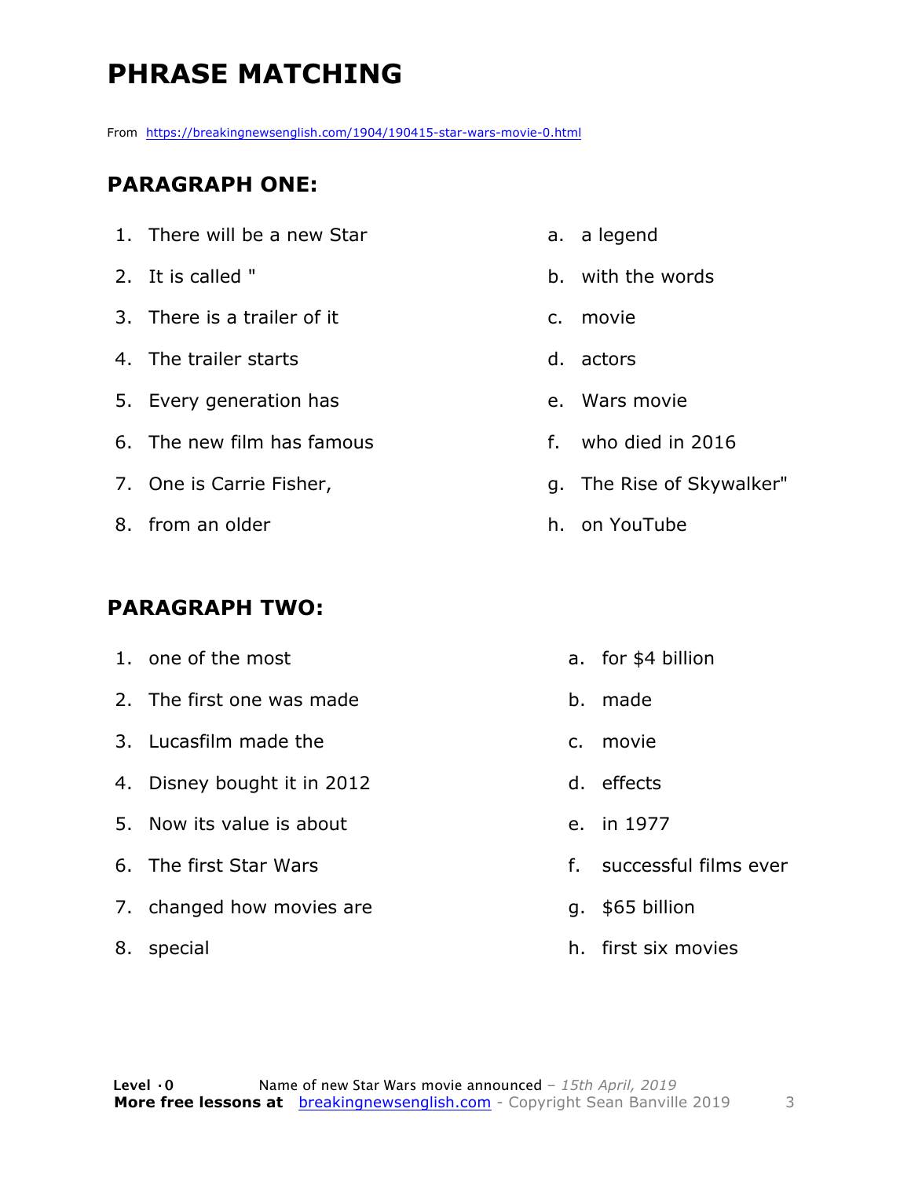# PHRASE MATCHING

From https://breakingnewsenglish.com/1904/190415-star-wars-movie-0.html

## PARAGRAPH ONE:

1. There will be a new Star
2. It is called "
3. There is a trailer of it
4. The trailer starts
5. Every generation has
6. The new film has famous
7. One is Carrie Fisher,
8. from an older

a. a legend
b. with the words
c. movie
d. actors
e. Wars movie
f. who died in 2016
g. The Rise of Skywalker"
h. on YouTube

## PARAGRAPH TWO:

1. one of the most
2. The first one was made
3. Lucasfilm made the
4. Disney bought it in 2012
5. Now its value is about
6. The first Star Wars
7. changed how movies are
8. special

a. for $4 billion
b. made
c. movie
d. effects
e. in 1977
f. successful films ever
g. $65 billion
h. first six movies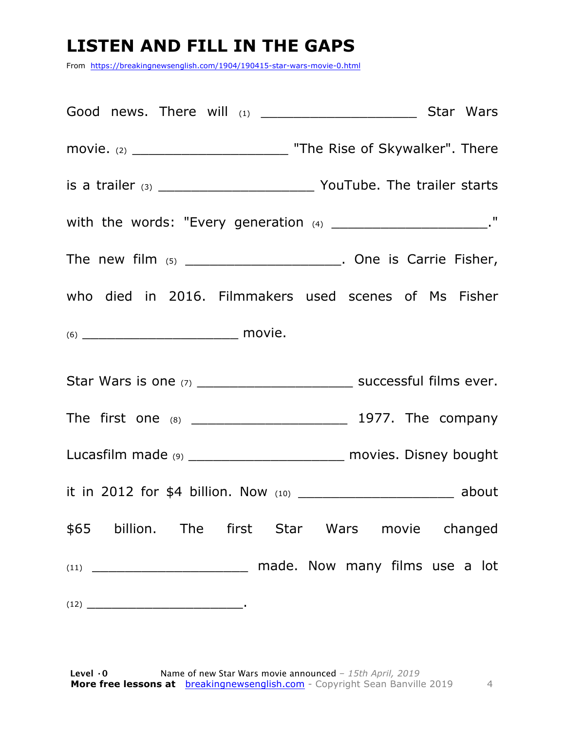# LISTEN AND FILL IN THE GAPS

From https://breakingnewsenglish.com/1904/190415-star-wars-movie-0.html

Good news. There will (1) ____________________ Star Wars movie. (2) ____________________ "The Rise of Skywalker". There is a trailer (3) ____________________ YouTube. The trailer starts with the words: "Every generation (4) ____________________." The new film (5) ____________________. One is Carrie Fisher, who died in 2016. Filmmakers used scenes of Ms Fisher (6) ____________________ movie.

Star Wars is one (7) ____________________ successful films ever. The first one (8) ____________________ 1977. The company Lucasfilm made (9) ____________________ movies. Disney bought it in 2012 for $4 billion. Now (10) ____________________ about $65 billion. The first Star Wars movie changed (11) ____________________ made. Now many films use a lot (12) ____________________.

**Level · 0** Name of new Star Wars movie announced – *15th April, 2019*
**More free lessons at** breakingnewsenglish.com - Copyright Sean Banville 2019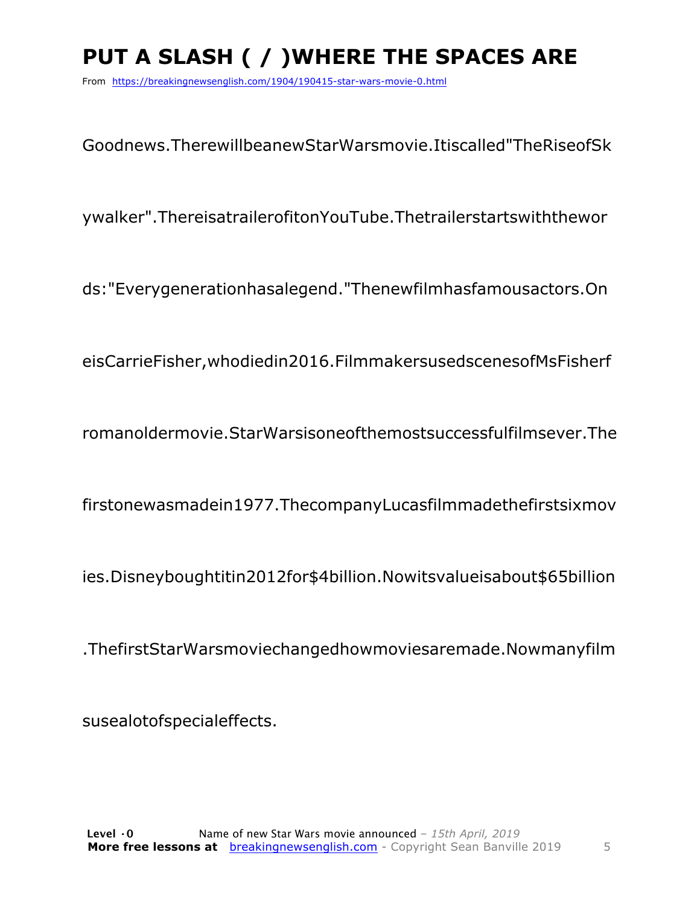# PUT A SLASH ( / )WHERE THE SPACES ARE

From https://breakingnewsenglish.com/1904/190415-star-wars-movie-0.html

Goodnews.TherewillbeanewStarWarsmovie.Itiscalled"TheRiseofSk

ywalker".ThereisatrailerofitonYouTube.Thetrailerstartswiththewor

ds:"Everygenerationhasalegend."Thenewfilmhasfamousactors.On

eisCarrieFisher,whodiedin2016.FilmmakersusedscenesofMsFisherf

romanoldermovie.StarWarsisoneofthemostsuccessfulfilmsever.The

firstonewasmadein1977.ThecompanyLucasfilmmadethefirstsixmov

ies.Disneyboughtitin2012for$4billion.Nowitsvalueisabout$65billion

.ThefirstStarWarsmoviechangedhowmoviesaremade.Nowmanyfilm

susealotofspecialeffects.

**Level · 0** Name of new Star Wars movie announced – *15th April, 2019*
**More free lessons at** breakingnewsenglish.com - Copyright Sean Banville 2019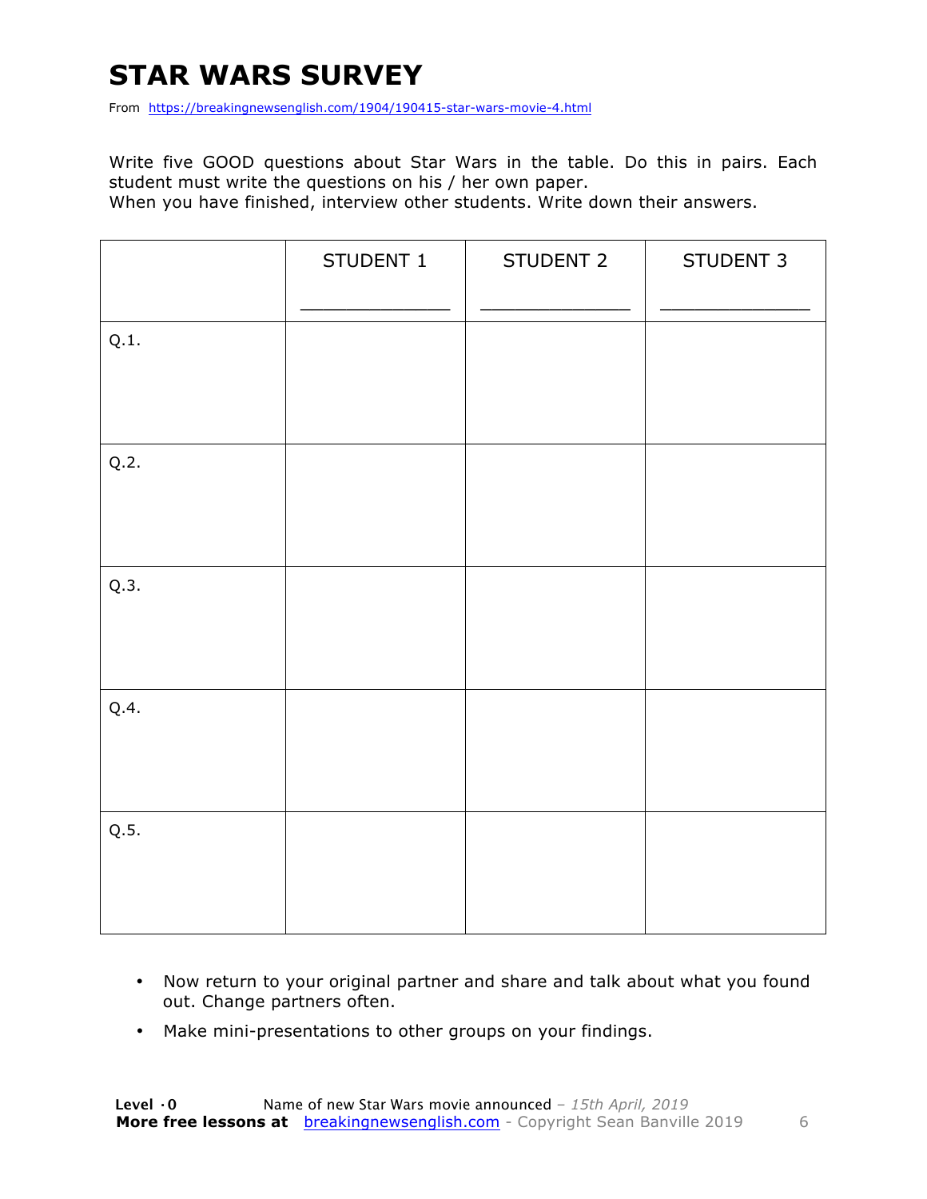# STAR WARS SURVEY

From https://breakingnewsenglish.com/1904/190415-star-wars-movie-4.html

Write five GOOD questions about Star Wars in the table. Do this in pairs. Each student must write the questions on his / her own paper.
When you have finished, interview other students. Write down their answers.

| | STUDENT 1<br>_____________ | STUDENT 2<br>_____________ | STUDENT 3<br>_____________ |
|---|---|---|---|
| Q.1. | | | |
| Q.2. | | | |
| Q.3. | | | |
| Q.4. | | | |
| Q.5. | | | |

- Now return to your original partner and share and talk about what you found out. Change partners often.
- Make mini-presentations to other groups on your findings.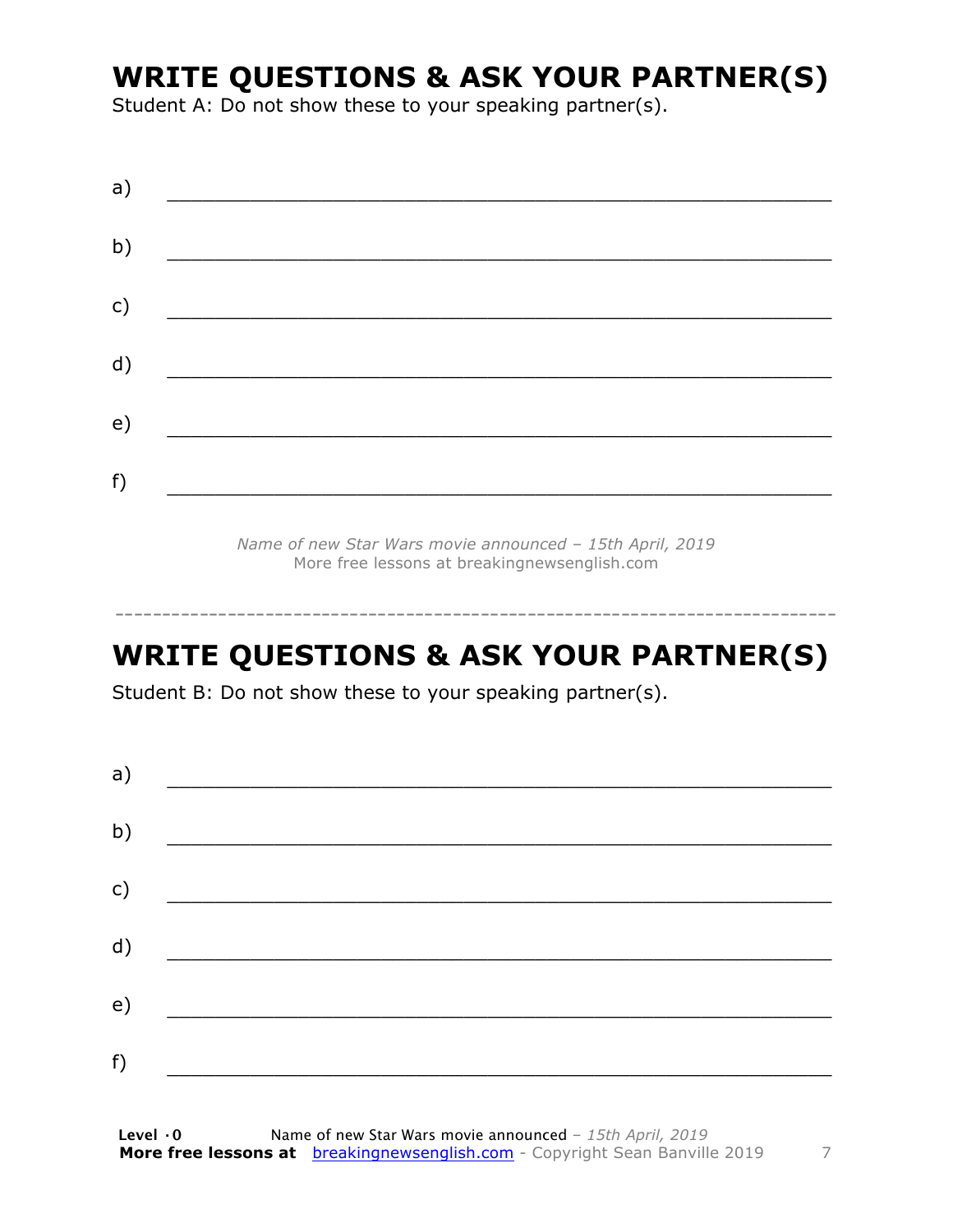## WRITE QUESTIONS & ASK YOUR PARTNER(S)

Student A: Do not show these to your speaking partner(s).

a) ___________________________________________________________

b) ___________________________________________________________

c) ___________________________________________________________

d) ___________________________________________________________

e) ___________________________________________________________

f) ___________________________________________________________

*Name of new Star Wars movie announced – 15th April, 2019*
More free lessons at breakingnewsenglish.com

---

## WRITE QUESTIONS & ASK YOUR PARTNER(S)

Student B: Do not show these to your speaking partner(s).

a) ___________________________________________________________

b) ___________________________________________________________

c) ___________________________________________________________

d) ___________________________________________________________

e) ___________________________________________________________

f) ___________________________________________________________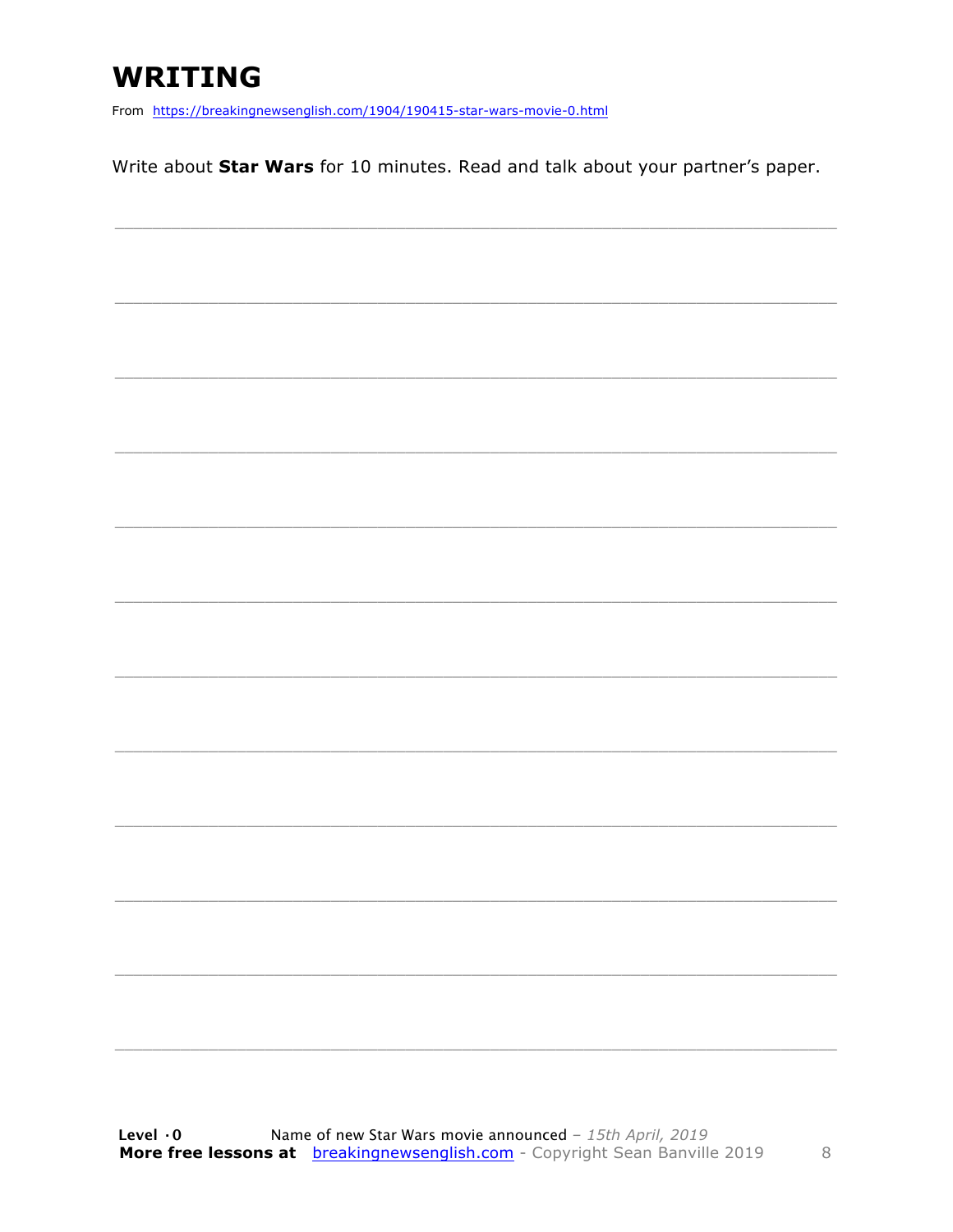# WRITING

From https://breakingnewsenglish.com/1904/190415-star-wars-movie-0.html

Write about **Star Wars** for 10 minutes. Read and talk about your partner's paper.

___

___

___

___

___

___

___

___

___

___

___

___